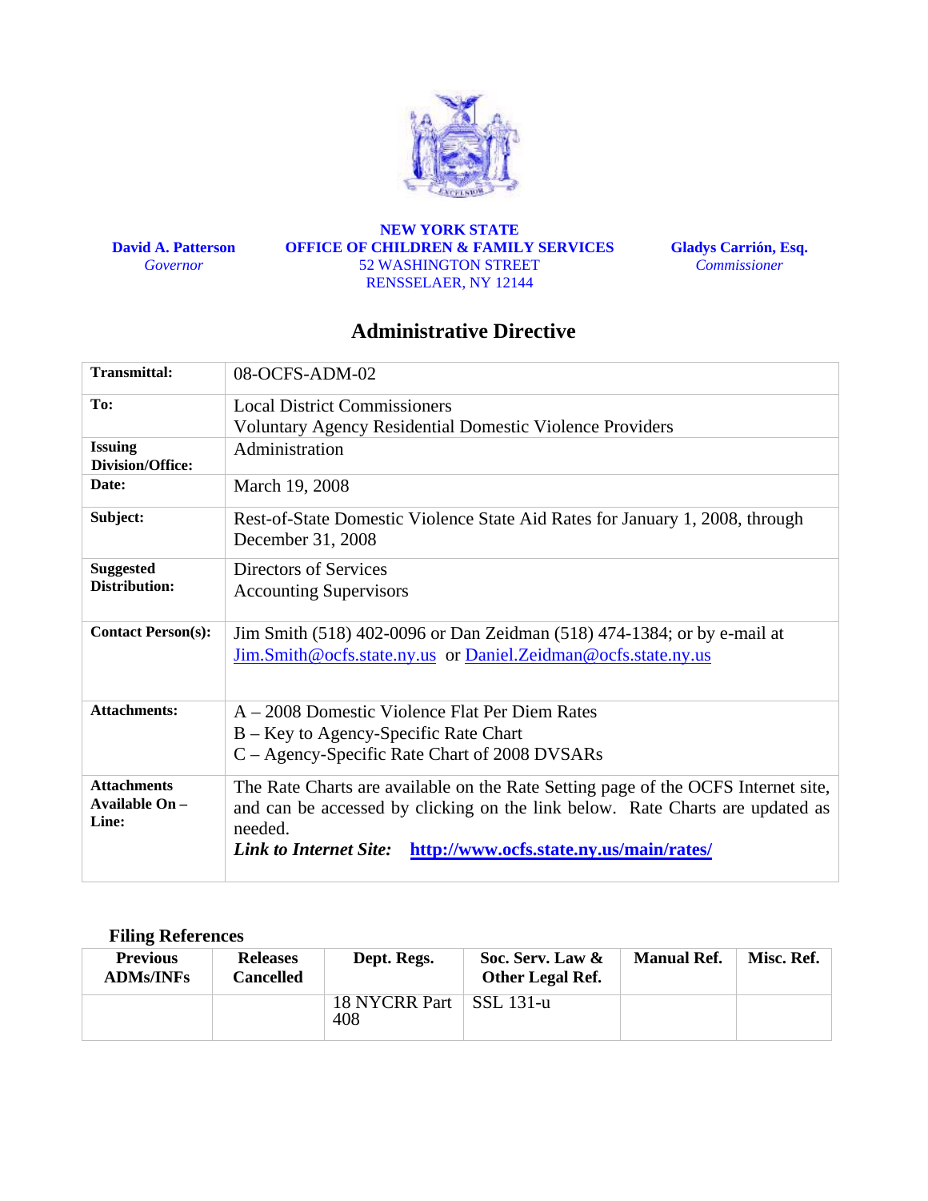**David A. Patterson**
*Governor*

**NEW YORK STATE**
**OFFICE OF CHILDREN & FAMILY SERVICES**
52 WASHINGTON STREET
RENSSELAER, NY 12144

**Gladys Carrión, Esq.**
*Commissioner*

# Administrative Directive

| | |
|---|---|
| **Transmittal:** | 08-OCFS-ADM-02 |
| **To:** | Local District Commissioners<br>Voluntary Agency Residential Domestic Violence Providers |
| **Issuing Division/Office:** | Administration |
| **Date:** | March 19, 2008 |
| **Subject:** | Rest-of-State Domestic Violence State Aid Rates for January 1, 2008, through December 31, 2008 |
| **Suggested Distribution:** | Directors of Services<br>Accounting Supervisors |
| **Contact Person(s):** | Jim Smith (518) 402-0096 or Dan Zeidman (518) 474-1384; or by e-mail at Jim.Smith@ocfs.state.ny.us or Daniel.Zeidman@ocfs.state.ny.us |
| **Attachments:** | A – 2008 Domestic Violence Flat Per Diem Rates<br>B – Key to Agency-Specific Rate Chart<br>C – Agency-Specific Rate Chart of 2008 DVSARs |
| **Attachments Available On – Line:** | The Rate Charts are available on the Rate Setting page of the OCFS Internet site, and can be accessed by clicking on the link below. Rate Charts are updated as needed.<br>***Link to Internet Site:*** **http://www.ocfs.state.ny.us/main/rates/** |

## Filing References

| Previous ADMs/INFs | Releases Cancelled | Dept. Regs. | Soc. Serv. Law & Other Legal Ref. | Manual Ref. | Misc. Ref. |
|---|---|---|---|---|---|
| | | 18 NYCRR Part 408 | SSL 131-u | | |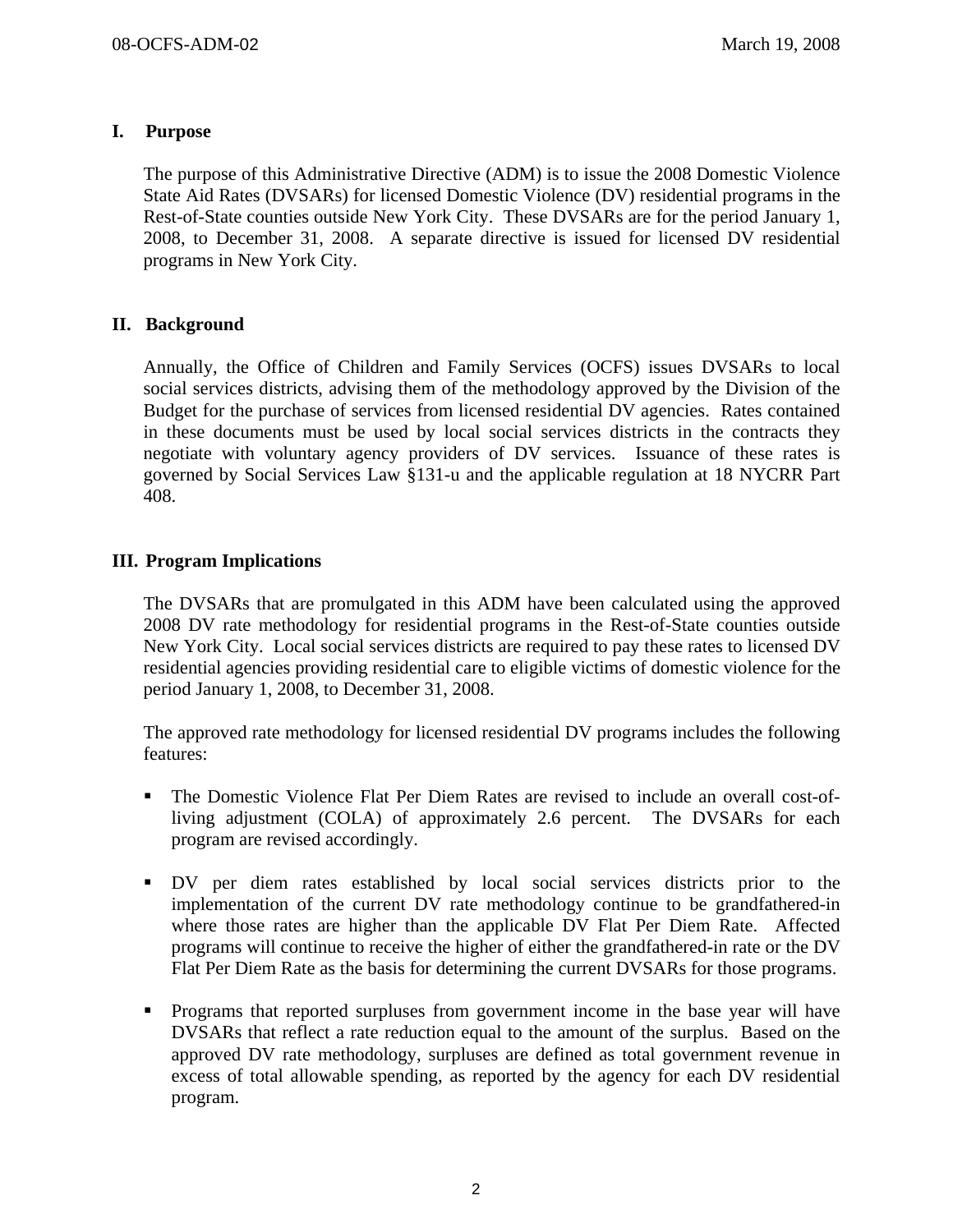## I. Purpose

The purpose of this Administrative Directive (ADM) is to issue the 2008 Domestic Violence State Aid Rates (DVSARs) for licensed Domestic Violence (DV) residential programs in the Rest-of-State counties outside New York City. These DVSARs are for the period January 1, 2008, to December 31, 2008. A separate directive is issued for licensed DV residential programs in New York City.

## II. Background

Annually, the Office of Children and Family Services (OCFS) issues DVSARs to local social services districts, advising them of the methodology approved by the Division of the Budget for the purchase of services from licensed residential DV agencies. Rates contained in these documents must be used by local social services districts in the contracts they negotiate with voluntary agency providers of DV services. Issuance of these rates is governed by Social Services Law §131-u and the applicable regulation at 18 NYCRR Part 408.

## III. Program Implications

The DVSARs that are promulgated in this ADM have been calculated using the approved 2008 DV rate methodology for residential programs in the Rest-of-State counties outside New York City. Local social services districts are required to pay these rates to licensed DV residential agencies providing residential care to eligible victims of domestic violence for the period January 1, 2008, to December 31, 2008.

The approved rate methodology for licensed residential DV programs includes the following features:

- The Domestic Violence Flat Per Diem Rates are revised to include an overall cost-of-living adjustment (COLA) of approximately 2.6 percent. The DVSARs for each program are revised accordingly.
- DV per diem rates established by local social services districts prior to the implementation of the current DV rate methodology continue to be grandfathered-in where those rates are higher than the applicable DV Flat Per Diem Rate. Affected programs will continue to receive the higher of either the grandfathered-in rate or the DV Flat Per Diem Rate as the basis for determining the current DVSARs for those programs.
- Programs that reported surpluses from government income in the base year will have DVSARs that reflect a rate reduction equal to the amount of the surplus. Based on the approved DV rate methodology, surpluses are defined as total government revenue in excess of total allowable spending, as reported by the agency for each DV residential program.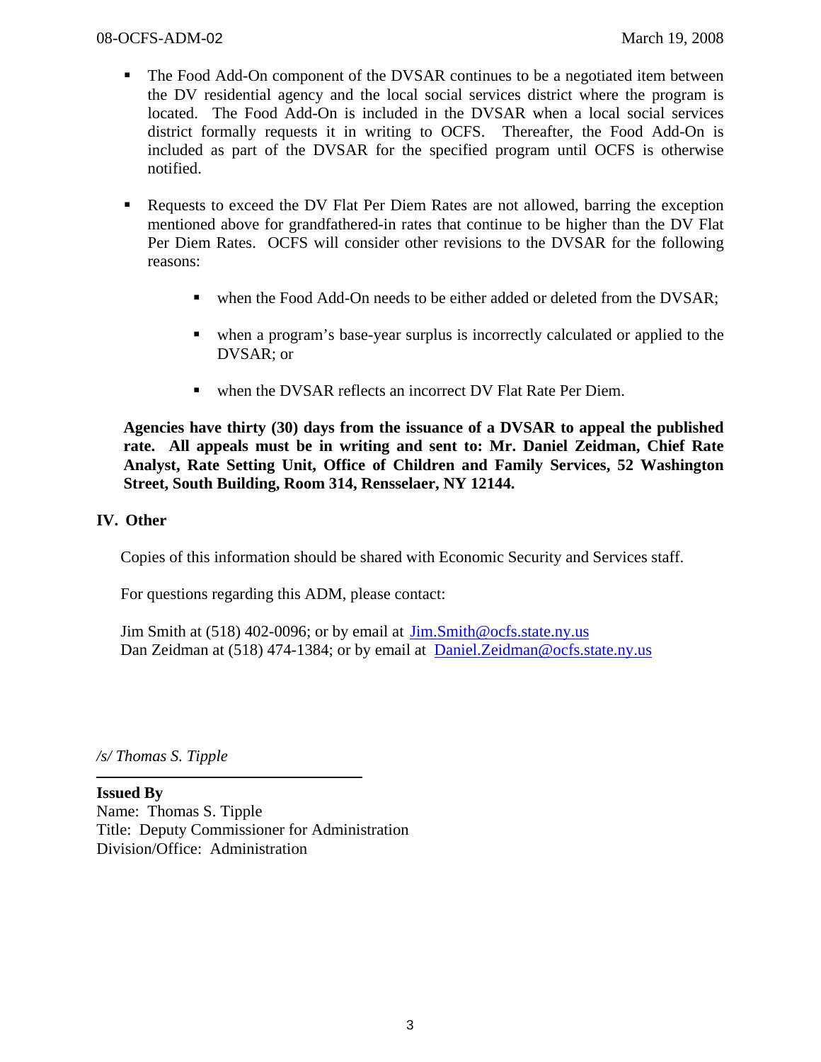- The Food Add-On component of the DVSAR continues to be a negotiated item between the DV residential agency and the local social services district where the program is located. The Food Add-On is included in the DVSAR when a local social services district formally requests it in writing to OCFS. Thereafter, the Food Add-On is included as part of the DVSAR for the specified program until OCFS is otherwise notified.

- Requests to exceed the DV Flat Per Diem Rates are not allowed, barring the exception mentioned above for grandfathered-in rates that continue to be higher than the DV Flat Per Diem Rates. OCFS will consider other revisions to the DVSAR for the following reasons:

  - when the Food Add-On needs to be either added or deleted from the DVSAR;

  - when a program's base-year surplus is incorrectly calculated or applied to the DVSAR; or

  - when the DVSAR reflects an incorrect DV Flat Rate Per Diem.

**Agencies have thirty (30) days from the issuance of a DVSAR to appeal the published rate. All appeals must be in writing and sent to: Mr. Daniel Zeidman, Chief Rate Analyst, Rate Setting Unit, Office of Children and Family Services, 52 Washington Street, South Building, Room 314, Rensselaer, NY 12144.**

## IV. Other

Copies of this information should be shared with Economic Security and Services staff.

For questions regarding this ADM, please contact:

Jim Smith at (518) 402-0096; or by email at Jim.Smith@ocfs.state.ny.us
Dan Zeidman at (518) 474-1384; or by email at Daniel.Zeidman@ocfs.state.ny.us

*/s/ Thomas S. Tipple*

**Issued By**
Name: Thomas S. Tipple
Title: Deputy Commissioner for Administration
Division/Office: Administration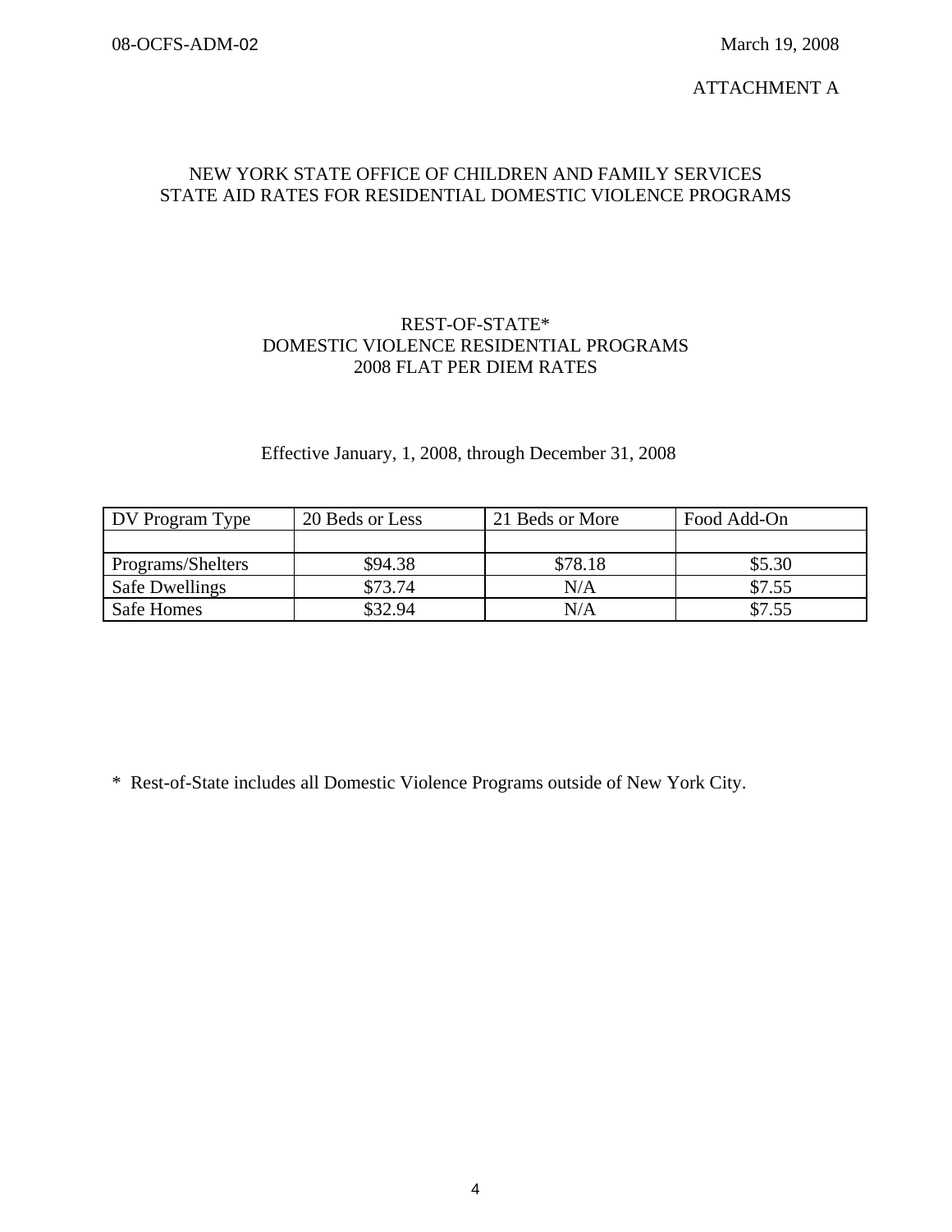ATTACHMENT A

## NEW YORK STATE OFFICE OF CHILDREN AND FAMILY SERVICES
## STATE AID RATES FOR RESIDENTIAL DOMESTIC VIOLENCE PROGRAMS

### REST-OF-STATE*
### DOMESTIC VIOLENCE RESIDENTIAL PROGRAMS
### 2008 FLAT PER DIEM RATES

Effective January, 1, 2008, through December 31, 2008

| DV Program Type | 20 Beds or Less | 21 Beds or More | Food Add-On |
|---|---|---|---|
| | | | |
| Programs/Shelters | $94.38 | $78.18 | $5.30 |
| Safe Dwellings | $73.74 | N/A | $7.55 |
| Safe Homes | $32.94 | N/A | $7.55 |

* Rest-of-State includes all Domestic Violence Programs outside of New York City.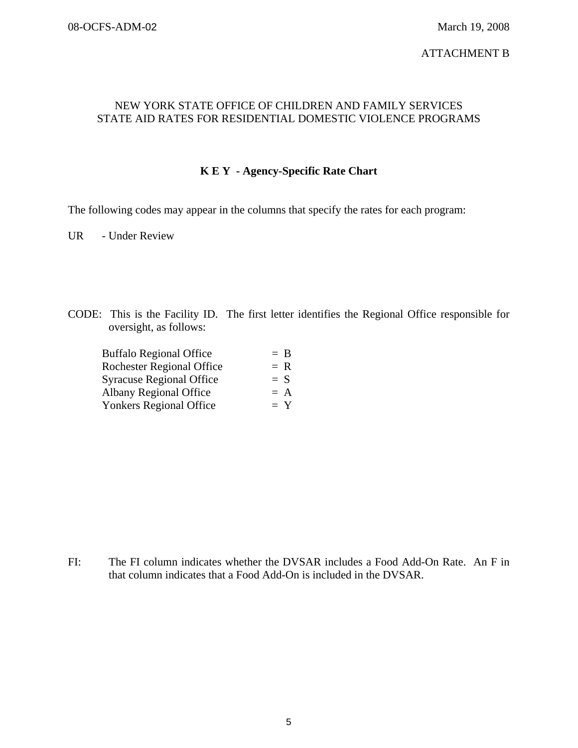ATTACHMENT B

NEW YORK STATE OFFICE OF CHILDREN AND FAMILY SERVICES
STATE AID RATES FOR RESIDENTIAL DOMESTIC VIOLENCE PROGRAMS

## K E Y - Agency-Specific Rate Chart

The following codes may appear in the columns that specify the rates for each program:

UR - Under Review

CODE: This is the Facility ID. The first letter identifies the Regional Office responsible for oversight, as follows:

| | |
|---|---|
| Buffalo Regional Office | = B |
| Rochester Regional Office | = R |
| Syracuse Regional Office | = S |
| Albany Regional Office | = A |
| Yonkers Regional Office | = Y |

FI: The FI column indicates whether the DVSAR includes a Food Add-On Rate. An F in that column indicates that a Food Add-On is included in the DVSAR.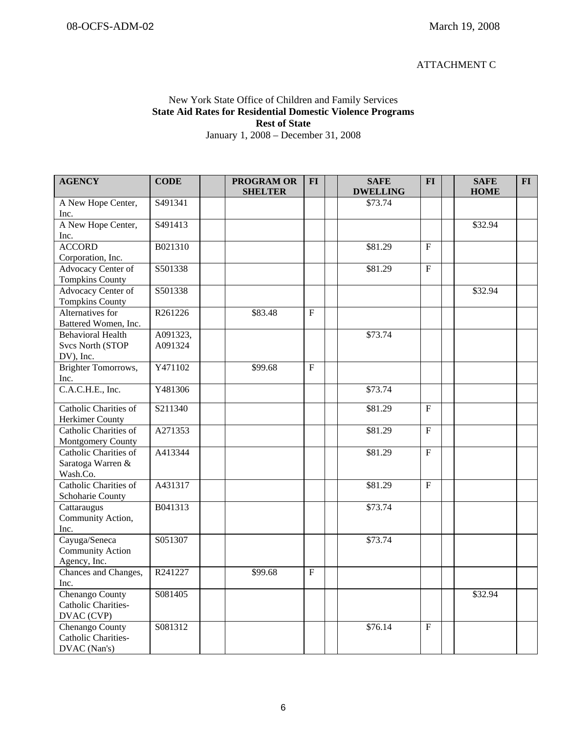ATTACHMENT C

New York State Office of Children and Family Services
**State Aid Rates for Residential Domestic Violence Programs**
**Rest of State**
January 1, 2008 – December 31, 2008

| AGENCY | CODE | | PROGRAM OR SHELTER | FI | | SAFE DWELLING | FI | | SAFE HOME | FI |
|---|---|---|---|---|---|---|---|---|---|---|
| A New Hope Center, Inc. | S491341 | | | | | $73.74 | | | | |
| A New Hope Center, Inc. | S491413 | | | | | | | | $32.94 | |
| ACCORD Corporation, Inc. | B021310 | | | | | $81.29 | F | | | |
| Advocacy Center of Tompkins County | S501338 | | | | | $81.29 | F | | | |
| Advocacy Center of Tompkins County | S501338 | | | | | | | | $32.94 | |
| Alternatives for Battered Women, Inc. | R261226 | | $83.48 | F | | | | | | |
| Behavioral Health Svcs North (STOP DV), Inc. | A091323, A091324 | | | | | $73.74 | | | | |
| Brighter Tomorrows, Inc. | Y471102 | | $99.68 | F | | | | | | |
| C.A.C.H.E., Inc. | Y481306 | | | | | $73.74 | | | | |
| Catholic Charities of Herkimer County | S211340 | | | | | $81.29 | F | | | |
| Catholic Charities of Montgomery County | A271353 | | | | | $81.29 | F | | | |
| Catholic Charities of Saratoga Warren & Wash.Co. | A413344 | | | | | $81.29 | F | | | |
| Catholic Charities of Schoharie County | A431317 | | | | | $81.29 | F | | | |
| Cattaraugus Community Action, Inc. | B041313 | | | | | $73.74 | | | | |
| Cayuga/Seneca Community Action Agency, Inc. | S051307 | | | | | $73.74 | | | | |
| Chances and Changes, Inc. | R241227 | | $99.68 | F | | | | | | |
| Chenango County Catholic Charities-DVAC (CVP) | S081405 | | | | | | | | $32.94 | |
| Chenango County Catholic Charities-DVAC (Nan's) | S081312 | | | | | $76.14 | F | | | |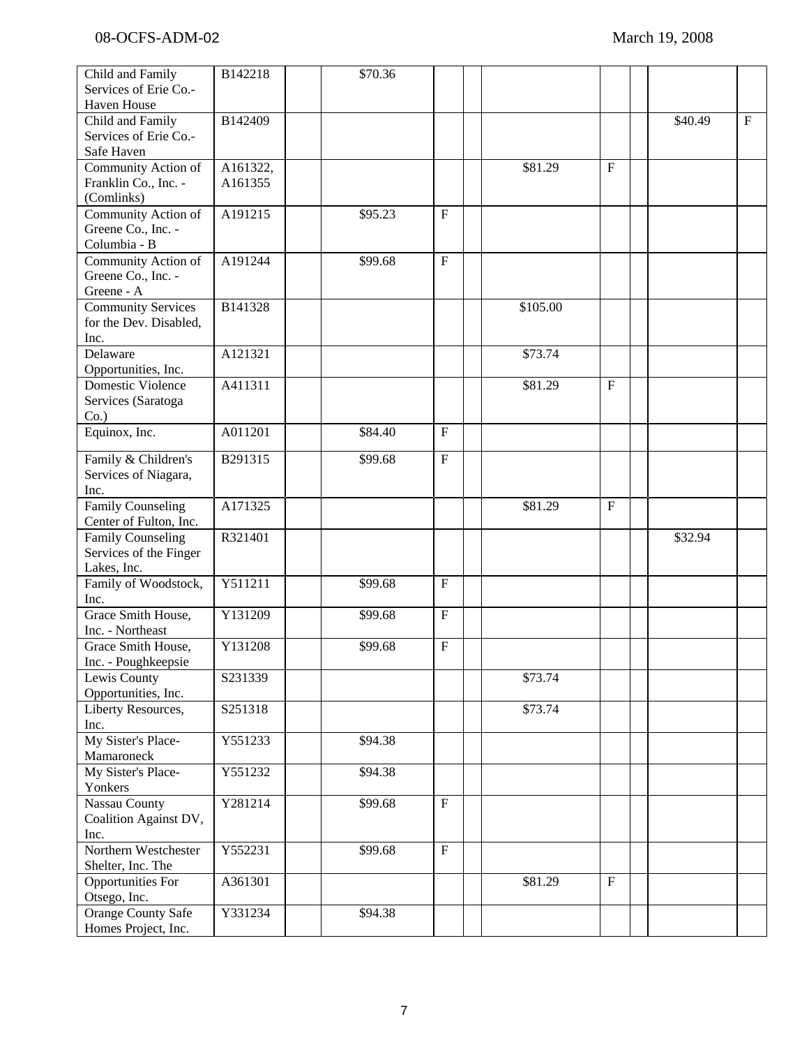| | | | | | | | | | | |
|---|---|---|---|---|---|---|---|---|---|---|
| Child and Family Services of Erie Co.- Haven House | B142218 | | $70.36 | | | | | | | |
| Child and Family Services of Erie Co.- Safe Haven | B142409 | | | | | | | | $40.49 | F |
| Community Action of Franklin Co., Inc. - (Comlinks) | A161322, A161355 | | | | | $81.29 | F | | | |
| Community Action of Greene Co., Inc. - Columbia - B | A191215 | | $95.23 | F | | | | | | |
| Community Action of Greene Co., Inc. - Greene - A | A191244 | | $99.68 | F | | | | | | |
| Community Services for the Dev. Disabled, Inc. | B141328 | | | | | $105.00 | | | | |
| Delaware Opportunities, Inc. | A121321 | | | | | $73.74 | | | | |
| Domestic Violence Services (Saratoga Co.) | A411311 | | | | | $81.29 | F | | | |
| Equinox, Inc. | A011201 | | $84.40 | F | | | | | | |
| Family & Children's Services of Niagara, Inc. | B291315 | | $99.68 | F | | | | | | |
| Family Counseling Center of Fulton, Inc. | A171325 | | | | | $81.29 | F | | | |
| Family Counseling Services of the Finger Lakes, Inc. | R321401 | | | | | | | | $32.94 | |
| Family of Woodstock, Inc. | Y511211 | | $99.68 | F | | | | | | |
| Grace Smith House, Inc. - Northeast | Y131209 | | $99.68 | F | | | | | | |
| Grace Smith House, Inc. - Poughkeepsie | Y131208 | | $99.68 | F | | | | | | |
| Lewis County Opportunities, Inc. | S231339 | | | | | $73.74 | | | | |
| Liberty Resources, Inc. | S251318 | | | | | $73.74 | | | | |
| My Sister's Place- Mamaroneck | Y551233 | | $94.38 | | | | | | | |
| My Sister's Place- Yonkers | Y551232 | | $94.38 | | | | | | | |
| Nassau County Coalition Against DV, Inc. | Y281214 | | $99.68 | F | | | | | | |
| Northern Westchester Shelter, Inc. The | Y552231 | | $99.68 | F | | | | | | |
| Opportunities For Otsego, Inc. | A361301 | | | | | $81.29 | F | | | |
| Orange County Safe Homes Project, Inc. | Y331234 | | $94.38 | | | | | | | |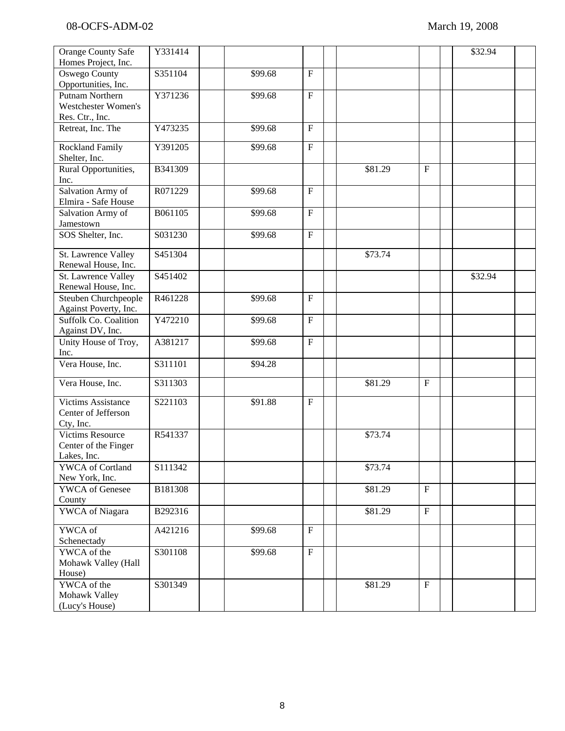| | | | | | | | | | | |
|---|---|---|---|---|---|---|---|---|---|---|
| Orange County Safe Homes Project, Inc. | Y331414 | | | | | | | | $32.94 | |
| Oswego County Opportunities, Inc. | S351104 | | $99.68 | F | | | | | | |
| Putnam Northern Westchester Women's Res. Ctr., Inc. | Y371236 | | $99.68 | F | | | | | | |
| Retreat, Inc. The | Y473235 | | $99.68 | F | | | | | | |
| Rockland Family Shelter, Inc. | Y391205 | | $99.68 | F | | | | | | |
| Rural Opportunities, Inc. | B341309 | | | | | $81.29 | F | | | |
| Salvation Army of Elmira - Safe House | R071229 | | $99.68 | F | | | | | | |
| Salvation Army of Jamestown | B061105 | | $99.68 | F | | | | | | |
| SOS Shelter, Inc. | S031230 | | $99.68 | F | | | | | | |
| St. Lawrence Valley Renewal House, Inc. | S451304 | | | | | $73.74 | | | | |
| St. Lawrence Valley Renewal House, Inc. | S451402 | | | | | | | | $32.94 | |
| Steuben Churchpeople Against Poverty, Inc. | R461228 | | $99.68 | F | | | | | | |
| Suffolk Co. Coalition Against DV, Inc. | Y472210 | | $99.68 | F | | | | | | |
| Unity House of Troy, Inc. | A381217 | | $99.68 | F | | | | | | |
| Vera House, Inc. | S311101 | | $94.28 | | | | | | | |
| Vera House, Inc. | S311303 | | | | | $81.29 | F | | | |
| Victims Assistance Center of Jefferson Cty, Inc. | S221103 | | $91.88 | F | | | | | | |
| Victims Resource Center of the Finger Lakes, Inc. | R541337 | | | | | $73.74 | | | | |
| YWCA of Cortland New York, Inc. | S111342 | | | | | $73.74 | | | | |
| YWCA of Genesee County | B181308 | | | | | $81.29 | F | | | |
| YWCA of Niagara | B292316 | | | | | $81.29 | F | | | |
| YWCA of Schenectady | A421216 | | $99.68 | F | | | | | | |
| YWCA of the Mohawk Valley (Hall House) | S301108 | | $99.68 | F | | | | | | |
| YWCA of the Mohawk Valley (Lucy's House) | S301349 | | | | | $81.29 | F | | | |